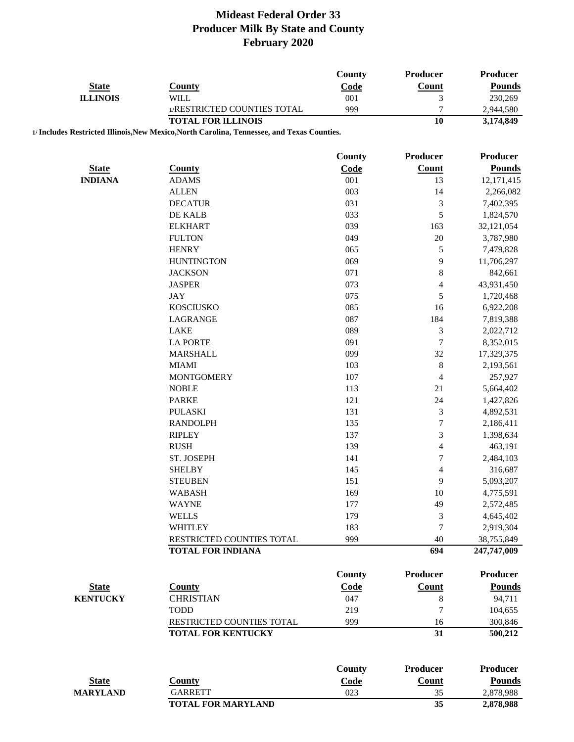# Mideast Federal Order 33
## Producer Milk By State and County
## February 2020

| State | County | County Code | Producer Count | Producer Pounds |
|---|---|---|---|---|
| ILLINOIS | WILL | 001 | 3 | 230,269 |
| | 1/RESTRICTED COUNTIES TOTAL | 999 | 7 | 2,944,580 |
| | **TOTAL FOR ILLINOIS** | | **10** | **3,174,849** |

**1/ Includes Restricted Illinois,New Mexico,North Carolina, Tennessee, and Texas Counties.**

| State | County | County Code | Producer Count | Producer Pounds |
|---|---|---|---|---|
| INDIANA | ADAMS | 001 | 13 | 12,171,415 |
| | ALLEN | 003 | 14 | 2,266,082 |
| | DECATUR | 031 | 3 | 7,402,395 |
| | DE KALB | 033 | 5 | 1,824,570 |
| | ELKHART | 039 | 163 | 32,121,054 |
| | FULTON | 049 | 20 | 3,787,980 |
| | HENRY | 065 | 5 | 7,479,828 |
| | HUNTINGTON | 069 | 9 | 11,706,297 |
| | JACKSON | 071 | 8 | 842,661 |
| | JASPER | 073 | 4 | 43,931,450 |
| | JAY | 075 | 5 | 1,720,468 |
| | KOSCIUSKO | 085 | 16 | 6,922,208 |
| | LAGRANGE | 087 | 184 | 7,819,388 |
| | LAKE | 089 | 3 | 2,022,712 |
| | LA PORTE | 091 | 7 | 8,352,015 |
| | MARSHALL | 099 | 32 | 17,329,375 |
| | MIAMI | 103 | 8 | 2,193,561 |
| | MONTGOMERY | 107 | 4 | 257,927 |
| | NOBLE | 113 | 21 | 5,664,402 |
| | PARKE | 121 | 24 | 1,427,826 |
| | PULASKI | 131 | 3 | 4,892,531 |
| | RANDOLPH | 135 | 7 | 2,186,411 |
| | RIPLEY | 137 | 3 | 1,398,634 |
| | RUSH | 139 | 4 | 463,191 |
| | ST. JOSEPH | 141 | 7 | 2,484,103 |
| | SHELBY | 145 | 4 | 316,687 |
| | STEUBEN | 151 | 9 | 5,093,207 |
| | WABASH | 169 | 10 | 4,775,591 |
| | WAYNE | 177 | 49 | 2,572,485 |
| | WELLS | 179 | 3 | 4,645,402 |
| | WHITLEY | 183 | 7 | 2,919,304 |
| | RESTRICTED COUNTIES TOTAL | 999 | 40 | 38,755,849 |
| | **TOTAL FOR INDIANA** | | **694** | **247,747,009** |

| State | County | County Code | Producer Count | Producer Pounds |
|---|---|---|---|---|
| KENTUCKY | CHRISTIAN | 047 | 8 | 94,711 |
| | TODD | 219 | 7 | 104,655 |
| | RESTRICTED COUNTIES TOTAL | 999 | 16 | 300,846 |
| | **TOTAL FOR KENTUCKY** | | **31** | **500,212** |

| State | County | County Code | Producer Count | Producer Pounds |
|---|---|---|---|---|
| MARYLAND | GARRETT | 023 | 35 | 2,878,988 |
| | **TOTAL FOR MARYLAND** | | **35** | **2,878,988** |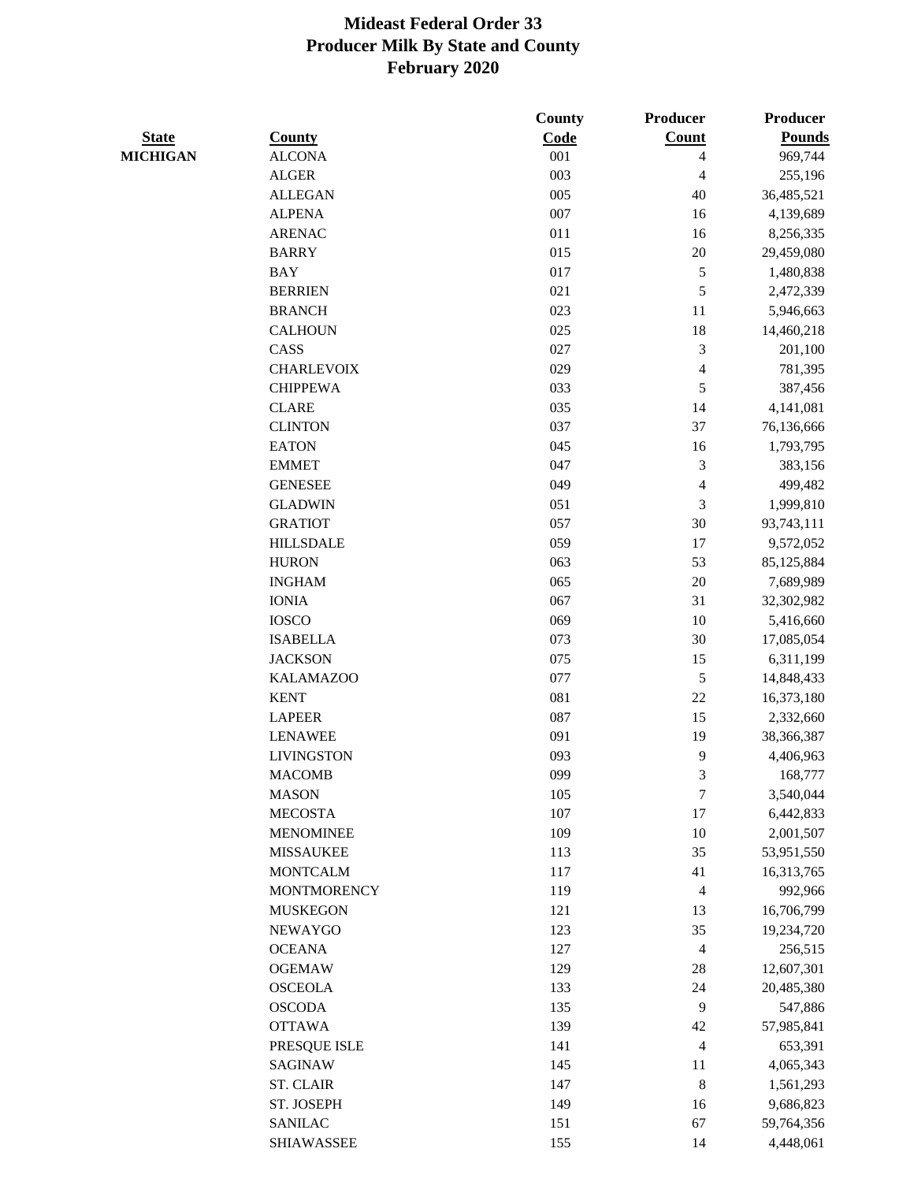# Mideast Federal Order 33
## Producer Milk By State and County
## February 2020

| State | County | County Code | Producer Count | Producer Pounds |
|---|---|---|---|---|
| MICHIGAN | ALCONA | 001 | 4 | 969,744 |
| | ALGER | 003 | 4 | 255,196 |
| | ALLEGAN | 005 | 40 | 36,485,521 |
| | ALPENA | 007 | 16 | 4,139,689 |
| | ARENAC | 011 | 16 | 8,256,335 |
| | BARRY | 015 | 20 | 29,459,080 |
| | BAY | 017 | 5 | 1,480,838 |
| | BERRIEN | 021 | 5 | 2,472,339 |
| | BRANCH | 023 | 11 | 5,946,663 |
| | CALHOUN | 025 | 18 | 14,460,218 |
| | CASS | 027 | 3 | 201,100 |
| | CHARLEVOIX | 029 | 4 | 781,395 |
| | CHIPPEWA | 033 | 5 | 387,456 |
| | CLARE | 035 | 14 | 4,141,081 |
| | CLINTON | 037 | 37 | 76,136,666 |
| | EATON | 045 | 16 | 1,793,795 |
| | EMMET | 047 | 3 | 383,156 |
| | GENESEE | 049 | 4 | 499,482 |
| | GLADWIN | 051 | 3 | 1,999,810 |
| | GRATIOT | 057 | 30 | 93,743,111 |
| | HILLSDALE | 059 | 17 | 9,572,052 |
| | HURON | 063 | 53 | 85,125,884 |
| | INGHAM | 065 | 20 | 7,689,989 |
| | IONIA | 067 | 31 | 32,302,982 |
| | IOSCO | 069 | 10 | 5,416,660 |
| | ISABELLA | 073 | 30 | 17,085,054 |
| | JACKSON | 075 | 15 | 6,311,199 |
| | KALAMAZOO | 077 | 5 | 14,848,433 |
| | KENT | 081 | 22 | 16,373,180 |
| | LAPEER | 087 | 15 | 2,332,660 |
| | LENAWEE | 091 | 19 | 38,366,387 |
| | LIVINGSTON | 093 | 9 | 4,406,963 |
| | MACOMB | 099 | 3 | 168,777 |
| | MASON | 105 | 7 | 3,540,044 |
| | MECOSTA | 107 | 17 | 6,442,833 |
| | MENOMINEE | 109 | 10 | 2,001,507 |
| | MISSAUKEE | 113 | 35 | 53,951,550 |
| | MONTCALM | 117 | 41 | 16,313,765 |
| | MONTMORENCY | 119 | 4 | 992,966 |
| | MUSKEGON | 121 | 13 | 16,706,799 |
| | NEWAYGO | 123 | 35 | 19,234,720 |
| | OCEANA | 127 | 4 | 256,515 |
| | OGEMAW | 129 | 28 | 12,607,301 |
| | OSCEOLA | 133 | 24 | 20,485,380 |
| | OSCODA | 135 | 9 | 547,886 |
| | OTTAWA | 139 | 42 | 57,985,841 |
| | PRESQUE ISLE | 141 | 4 | 653,391 |
| | SAGINAW | 145 | 11 | 4,065,343 |
| | ST. CLAIR | 147 | 8 | 1,561,293 |
| | ST. JOSEPH | 149 | 16 | 9,686,823 |
| | SANILAC | 151 | 67 | 59,764,356 |
| | SHIAWASSEE | 155 | 14 | 4,448,061 |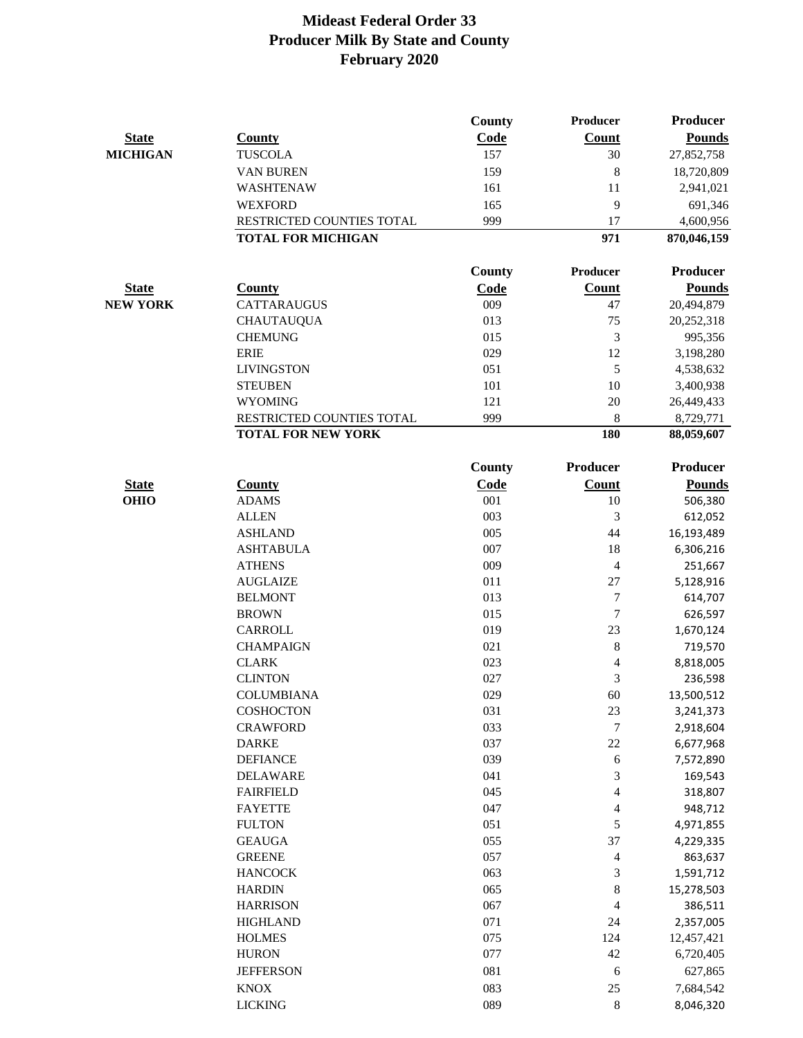# Mideast Federal Order 33
# Producer Milk By State and County
# February 2020

| State | County | County Code | Producer Count | Producer Pounds |
|---|---|---|---|---|
| MICHIGAN | TUSCOLA | 157 | 30 | 27,852,758 |
| | VAN BUREN | 159 | 8 | 18,720,809 |
| | WASHTENAW | 161 | 11 | 2,941,021 |
| | WEXFORD | 165 | 9 | 691,346 |
| | RESTRICTED COUNTIES TOTAL | 999 | 17 | 4,600,956 |
| | **TOTAL FOR MICHIGAN** | | **971** | **870,046,159** |

| State | County | County Code | Producer Count | Producer Pounds |
|---|---|---|---|---|
| NEW YORK | CATTARAUGUS | 009 | 47 | 20,494,879 |
| | CHAUTAUQUA | 013 | 75 | 20,252,318 |
| | CHEMUNG | 015 | 3 | 995,356 |
| | ERIE | 029 | 12 | 3,198,280 |
| | LIVINGSTON | 051 | 5 | 4,538,632 |
| | STEUBEN | 101 | 10 | 3,400,938 |
| | WYOMING | 121 | 20 | 26,449,433 |
| | RESTRICTED COUNTIES TOTAL | 999 | 8 | 8,729,771 |
| | **TOTAL FOR NEW YORK** | | **180** | **88,059,607** |

| State | County | County Code | Producer Count | Producer Pounds |
|---|---|---|---|---|
| OHIO | ADAMS | 001 | 10 | 506,380 |
| | ALLEN | 003 | 3 | 612,052 |
| | ASHLAND | 005 | 44 | 16,193,489 |
| | ASHTABULA | 007 | 18 | 6,306,216 |
| | ATHENS | 009 | 4 | 251,667 |
| | AUGLAIZE | 011 | 27 | 5,128,916 |
| | BELMONT | 013 | 7 | 614,707 |
| | BROWN | 015 | 7 | 626,597 |
| | CARROLL | 019 | 23 | 1,670,124 |
| | CHAMPAIGN | 021 | 8 | 719,570 |
| | CLARK | 023 | 4 | 8,818,005 |
| | CLINTON | 027 | 3 | 236,598 |
| | COLUMBIANA | 029 | 60 | 13,500,512 |
| | COSHOCTON | 031 | 23 | 3,241,373 |
| | CRAWFORD | 033 | 7 | 2,918,604 |
| | DARKE | 037 | 22 | 6,677,968 |
| | DEFIANCE | 039 | 6 | 7,572,890 |
| | DELAWARE | 041 | 3 | 169,543 |
| | FAIRFIELD | 045 | 4 | 318,807 |
| | FAYETTE | 047 | 4 | 948,712 |
| | FULTON | 051 | 5 | 4,971,855 |
| | GEAUGA | 055 | 37 | 4,229,335 |
| | GREENE | 057 | 4 | 863,637 |
| | HANCOCK | 063 | 3 | 1,591,712 |
| | HARDIN | 065 | 8 | 15,278,503 |
| | HARRISON | 067 | 4 | 386,511 |
| | HIGHLAND | 071 | 24 | 2,357,005 |
| | HOLMES | 075 | 124 | 12,457,421 |
| | HURON | 077 | 42 | 6,720,405 |
| | JEFFERSON | 081 | 6 | 627,865 |
| | KNOX | 083 | 25 | 7,684,542 |
| | LICKING | 089 | 8 | 8,046,320 |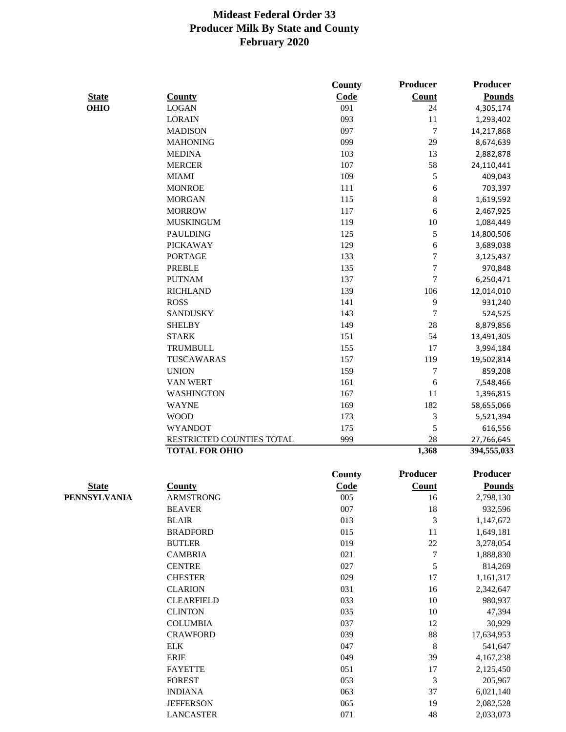# Mideast Federal Order 33
## Producer Milk By State and County
## February 2020

| State | County | County Code | Producer Count | Producer Pounds |
|---|---|---|---|---|
| OHIO | LOGAN | 091 | 24 | 4,305,174 |
| | LORAIN | 093 | 11 | 1,293,402 |
| | MADISON | 097 | 7 | 14,217,868 |
| | MAHONING | 099 | 29 | 8,674,639 |
| | MEDINA | 103 | 13 | 2,882,878 |
| | MERCER | 107 | 58 | 24,110,441 |
| | MIAMI | 109 | 5 | 409,043 |
| | MONROE | 111 | 6 | 703,397 |
| | MORGAN | 115 | 8 | 1,619,592 |
| | MORROW | 117 | 6 | 2,467,925 |
| | MUSKINGUM | 119 | 10 | 1,084,449 |
| | PAULDING | 125 | 5 | 14,800,506 |
| | PICKAWAY | 129 | 6 | 3,689,038 |
| | PORTAGE | 133 | 7 | 3,125,437 |
| | PREBLE | 135 | 7 | 970,848 |
| | PUTNAM | 137 | 7 | 6,250,471 |
| | RICHLAND | 139 | 106 | 12,014,010 |
| | ROSS | 141 | 9 | 931,240 |
| | SANDUSKY | 143 | 7 | 524,525 |
| | SHELBY | 149 | 28 | 8,879,856 |
| | STARK | 151 | 54 | 13,491,305 |
| | TRUMBULL | 155 | 17 | 3,994,184 |
| | TUSCAWARAS | 157 | 119 | 19,502,814 |
| | UNION | 159 | 7 | 859,208 |
| | VAN WERT | 161 | 6 | 7,548,466 |
| | WASHINGTON | 167 | 11 | 1,396,815 |
| | WAYNE | 169 | 182 | 58,655,066 |
| | WOOD | 173 | 3 | 5,521,394 |
| | WYANDOT | 175 | 5 | 616,556 |
| | RESTRICTED COUNTIES TOTAL | 999 | 28 | 27,766,645 |
| | **TOTAL FOR OHIO** | | **1,368** | **394,555,033** |

| State | County | County Code | Producer Count | Producer Pounds |
|---|---|---|---|---|
| PENNSYLVANIA | ARMSTRONG | 005 | 16 | 2,798,130 |
| | BEAVER | 007 | 18 | 932,596 |
| | BLAIR | 013 | 3 | 1,147,672 |
| | BRADFORD | 015 | 11 | 1,649,181 |
| | BUTLER | 019 | 22 | 3,278,054 |
| | CAMBRIA | 021 | 7 | 1,888,830 |
| | CENTRE | 027 | 5 | 814,269 |
| | CHESTER | 029 | 17 | 1,161,317 |
| | CLARION | 031 | 16 | 2,342,647 |
| | CLEARFIELD | 033 | 10 | 980,937 |
| | CLINTON | 035 | 10 | 47,394 |
| | COLUMBIA | 037 | 12 | 30,929 |
| | CRAWFORD | 039 | 88 | 17,634,953 |
| | ELK | 047 | 8 | 541,647 |
| | ERIE | 049 | 39 | 4,167,238 |
| | FAYETTE | 051 | 17 | 2,125,450 |
| | FOREST | 053 | 3 | 205,967 |
| | INDIANA | 063 | 37 | 6,021,140 |
| | JEFFERSON | 065 | 19 | 2,082,528 |
| | LANCASTER | 071 | 48 | 2,033,073 |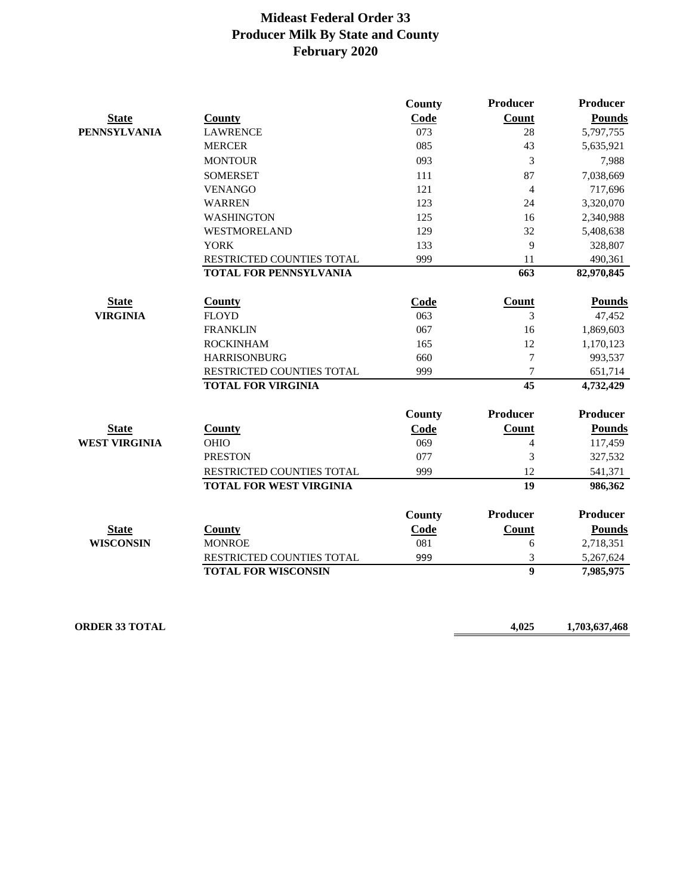# Mideast Federal Order 33
## Producer Milk By State and County
## February 2020

| State | County | County Code | Producer Count | Producer Pounds |
|---|---|---|---|---|
| PENNSYLVANIA | LAWRENCE | 073 | 28 | 5,797,755 |
| | MERCER | 085 | 43 | 5,635,921 |
| | MONTOUR | 093 | 3 | 7,988 |
| | SOMERSET | 111 | 87 | 7,038,669 |
| | VENANGO | 121 | 4 | 717,696 |
| | WARREN | 123 | 24 | 3,320,070 |
| | WASHINGTON | 125 | 16 | 2,340,988 |
| | WESTMORELAND | 129 | 32 | 5,408,638 |
| | YORK | 133 | 9 | 328,807 |
| | RESTRICTED COUNTIES TOTAL | 999 | 11 | 490,361 |
| | **TOTAL FOR PENNSYLVANIA** | | **663** | **82,970,845** |

| State | County | Code | Count | Pounds |
|---|---|---|---|---|
| VIRGINIA | FLOYD | 063 | 3 | 47,452 |
| | FRANKLIN | 067 | 16 | 1,869,603 |
| | ROCKINHAM | 165 | 12 | 1,170,123 |
| | HARRISONBURG | 660 | 7 | 993,537 |
| | RESTRICTED COUNTIES TOTAL | 999 | 7 | 651,714 |
| | **TOTAL FOR VIRGINIA** | | **45** | **4,732,429** |

| State | County | County Code | Producer Count | Producer Pounds |
|---|---|---|---|---|
| WEST VIRGINIA | OHIO | 069 | 4 | 117,459 |
| | PRESTON | 077 | 3 | 327,532 |
| | RESTRICTED COUNTIES TOTAL | 999 | 12 | 541,371 |
| | **TOTAL FOR WEST VIRGINIA** | | **19** | **986,362** |

| State | County | County Code | Producer Count | Producer Pounds |
|---|---|---|---|---|
| WISCONSIN | MONROE | 081 | 6 | 2,718,351 |
| | RESTRICTED COUNTIES TOTAL | 999 | 3 | 5,267,624 |
| | **TOTAL FOR WISCONSIN** | | **9** | **7,985,975** |

| | | | | |
|---|---|---|---|---|
| **ORDER 33 TOTAL** | | | **4,025** | **1,703,637,468** |